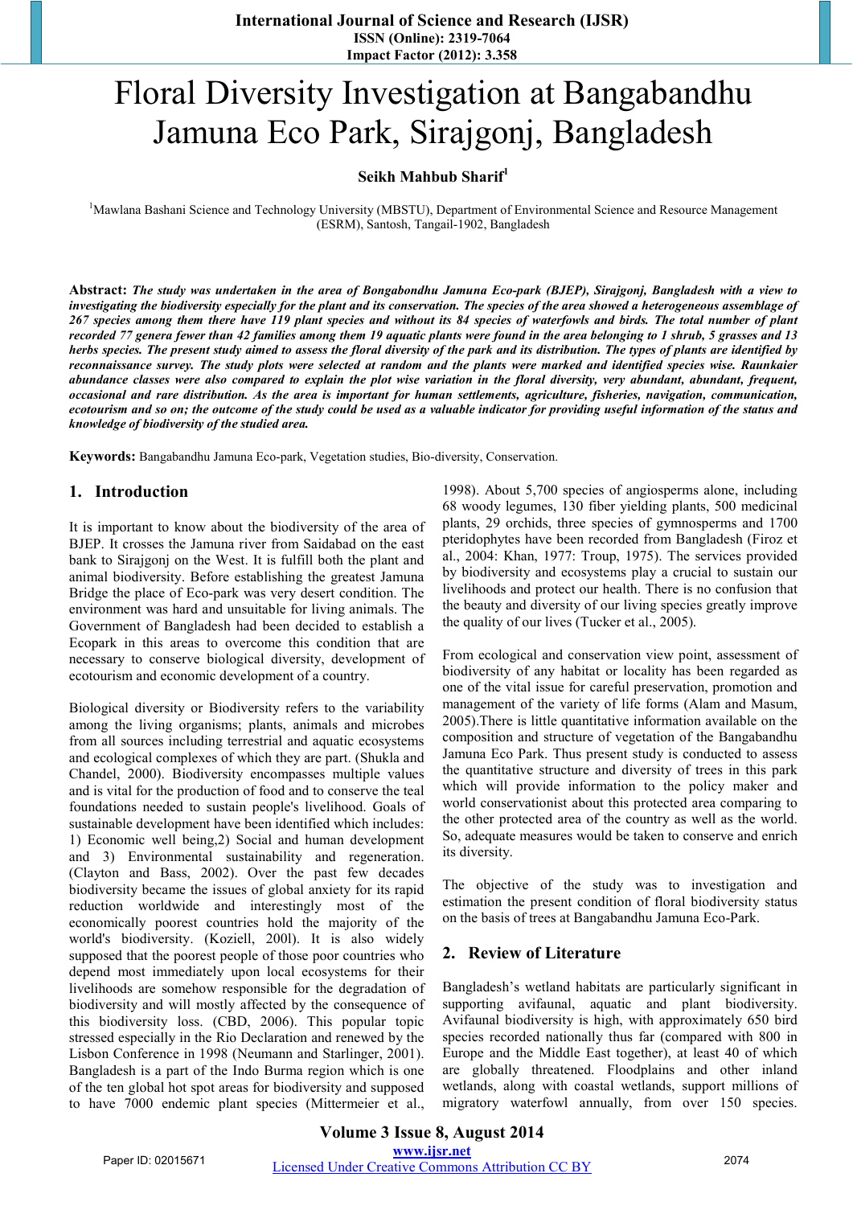# Floral Diversity Investigation at Bangabandhu Jamuna Eco Park, Sirajgonj, Bangladesh

**Seikh Mahbub Sharif**[1]

[1]Mawlana Bashani Science and Technology University (MBSTU), Department of Environmental Science and Resource Management (ESRM), Santosh, Tangail-1902, Bangladesh

**Abstract:** ***The study was undertaken in the area of Bongabondhu Jamuna Eco-park (BJEP), Sirajgonj, Bangladesh with a view to investigating the biodiversity especially for the plant and its conservation. The species of the area showed a heterogeneous assemblage of 267 species among them there have 119 plant species and without its 84 species of waterfowls and birds. The total number of plant recorded 77 genera fewer than 42 families among them 19 aquatic plants were found in the area belonging to 1 shrub, 5 grasses and 13 herbs species. The present study aimed to assess the floral diversity of the park and its distribution. The types of plants are identified by reconnaissance survey. The study plots were selected at random and the plants were marked and identified species wise. Raunkaier abundance classes were also compared to explain the plot wise variation in the floral diversity, very abundant, abundant, frequent, occasional and rare distribution. As the area is important for human settlements, agriculture, fisheries, navigation, communication, ecotourism and so on; the outcome of the study could be used as a valuable indicator for providing useful information of the status and knowledge of biodiversity of the studied area.***

**Keywords:** Bangabandhu Jamuna Eco-park, Vegetation studies, Bio-diversity, Conservation.

## 1. Introduction

It is important to know about the biodiversity of the area of BJEP. It crosses the Jamuna river from Saidabad on the east bank to Sirajgonj on the West. It is fulfill both the plant and animal biodiversity. Before establishing the greatest Jamuna Bridge the place of Eco-park was very desert condition. The environment was hard and unsuitable for living animals. The Government of Bangladesh had been decided to establish a Ecopark in this areas to overcome this condition that are necessary to conserve biological diversity, development of ecotourism and economic development of a country.

Biological diversity or Biodiversity refers to the variability among the living organisms; plants, animals and microbes from all sources including terrestrial and aquatic ecosystems and ecological complexes of which they are part. (Shukla and Chandel, 2000). Biodiversity encompasses multiple values and is vital for the production of food and to conserve the teal foundations needed to sustain people's livelihood. Goals of sustainable development have been identified which includes: 1) Economic well being,2) Social and human development and 3) Environmental sustainability and regeneration. (Clayton and Bass, 2002). Over the past few decades biodiversity became the issues of global anxiety for its rapid reduction worldwide and interestingly most of the economically poorest countries hold the majority of the world's biodiversity. (Koziell, 200l). It is also widely supposed that the poorest people of those poor countries who depend most immediately upon local ecosystems for their livelihoods are somehow responsible for the degradation of biodiversity and will mostly affected by the consequence of this biodiversity loss. (CBD, 2006). This popular topic stressed especially in the Rio Declaration and renewed by the Lisbon Conference in 1998 (Neumann and Starlinger, 2001). Bangladesh is a part of the Indo Burma region which is one of the ten global hot spot areas for biodiversity and supposed to have 7000 endemic plant species (Mittermeier et al., 1998). About 5,700 species of angiosperms alone, including 68 woody legumes, 130 fiber yielding plants, 500 medicinal plants, 29 orchids, three species of gymnosperms and 1700 pteridophytes have been recorded from Bangladesh (Firoz et al., 2004: Khan, 1977: Troup, 1975). The services provided by biodiversity and ecosystems play a crucial to sustain our livelihoods and protect our health. There is no confusion that the beauty and diversity of our living species greatly improve the quality of our lives (Tucker et al., 2005).

From ecological and conservation view point, assessment of biodiversity of any habitat or locality has been regarded as one of the vital issue for careful preservation, promotion and management of the variety of life forms (Alam and Masum, 2005).There is little quantitative information available on the composition and structure of vegetation of the Bangabandhu Jamuna Eco Park. Thus present study is conducted to assess the quantitative structure and diversity of trees in this park which will provide information to the policy maker and world conservationist about this protected area comparing to the other protected area of the country as well as the world. So, adequate measures would be taken to conserve and enrich its diversity.

The objective of the study was to investigation and estimation the present condition of floral biodiversity status on the basis of trees at Bangabandhu Jamuna Eco-Park.

## 2. Review of Literature

Bangladesh's wetland habitats are particularly significant in supporting avifaunal, aquatic and plant biodiversity. Avifaunal biodiversity is high, with approximately 650 bird species recorded nationally thus far (compared with 800 in Europe and the Middle East together), at least 40 of which are globally threatened. Floodplains and other inland wetlands, along with coastal wetlands, support millions of migratory waterfowl annually, from over 150 species.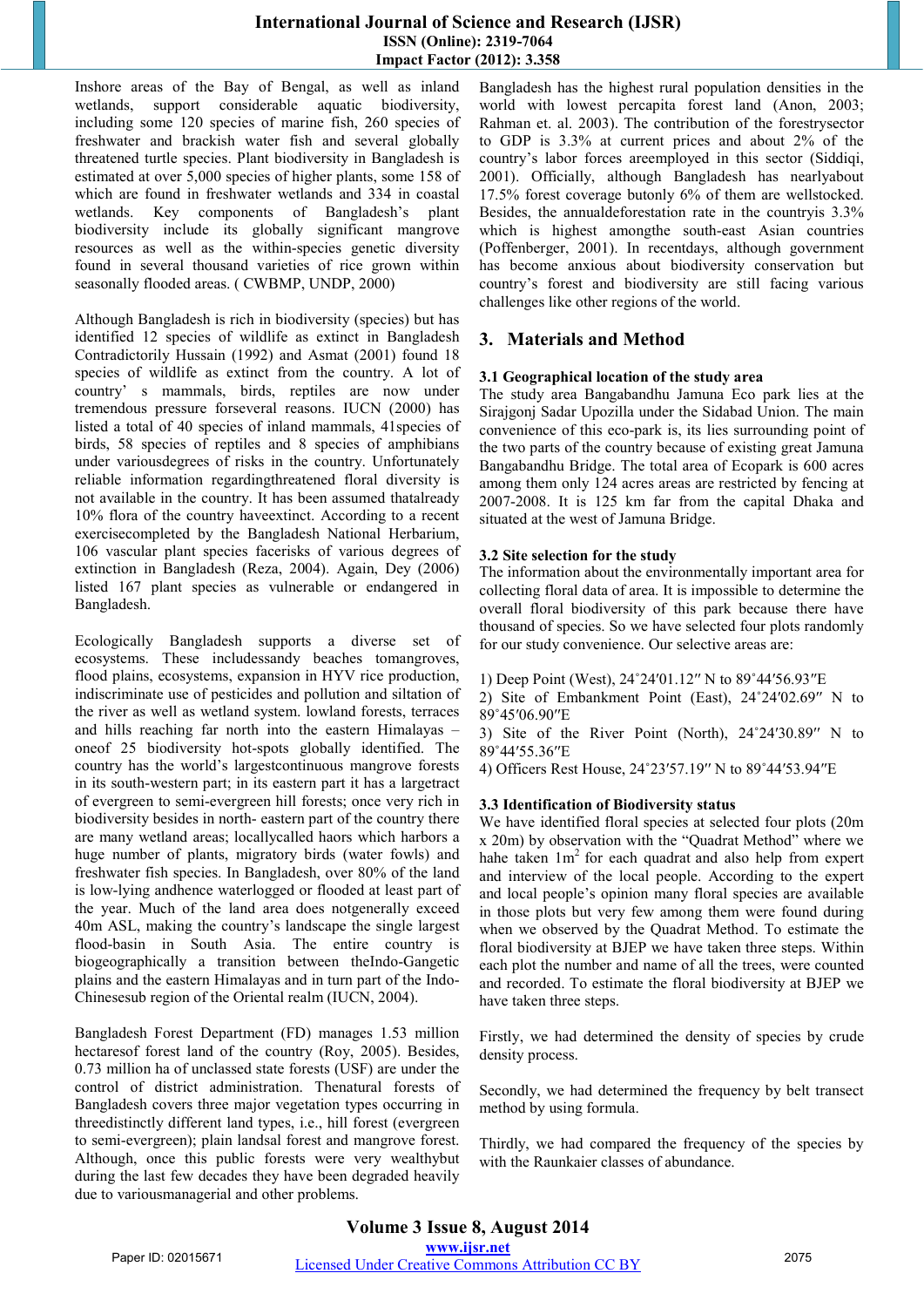Inshore areas of the Bay of Bengal, as well as inland wetlands, support considerable aquatic biodiversity, including some 120 species of marine fish, 260 species of freshwater and brackish water fish and several globally threatened turtle species. Plant biodiversity in Bangladesh is estimated at over 5,000 species of higher plants, some 158 of which are found in freshwater wetlands and 334 in coastal wetlands. Key components of Bangladesh's plant biodiversity include its globally significant mangrove resources as well as the within-species genetic diversity found in several thousand varieties of rice grown within seasonally flooded areas. ( CWBMP, UNDP, 2000)

Although Bangladesh is rich in biodiversity (species) but has identified 12 species of wildlife as extinct in Bangladesh Contradictorily Hussain (1992) and Asmat (2001) found 18 species of wildlife as extinct from the country. A lot of country' s mammals, birds, reptiles are now under tremendous pressure forseveral reasons. IUCN (2000) has listed a total of 40 species of inland mammals, 41species of birds, 58 species of reptiles and 8 species of amphibians under variousdegrees of risks in the country. Unfortunately reliable information regardingthreatened floral diversity is not available in the country. It has been assumed thatalready 10% flora of the country haveextinct. According to a recent exercisecompleted by the Bangladesh National Herbarium, 106 vascular plant species facerisks of various degrees of extinction in Bangladesh (Reza, 2004). Again, Dey (2006) listed 167 plant species as vulnerable or endangered in Bangladesh.

Ecologically Bangladesh supports a diverse set of ecosystems. These includessandy beaches tomangroves, flood plains, ecosystems, expansion in HYV rice production, indiscriminate use of pesticides and pollution and siltation of the river as well as wetland system. lowland forests, terraces and hills reaching far north into the eastern Himalayas – oneof 25 biodiversity hot-spots globally identified. The country has the world's largestcontinuous mangrove forests in its south-western part; in its eastern part it has a largetract of evergreen to semi-evergreen hill forests; once very rich in biodiversity besides in north- eastern part of the country there are many wetland areas; locallycalled haors which harbors a huge number of plants, migratory birds (water fowls) and freshwater fish species. In Bangladesh, over 80% of the land is low-lying andhence waterlogged or flooded at least part of the year. Much of the land area does notgenerally exceed 40m ASL, making the country's landscape the single largest flood-basin in South Asia. The entire country is biogeographically a transition between theIndo-Gangetic plains and the eastern Himalayas and in turn part of the Indo-Chinesesub region of the Oriental realm (IUCN, 2004).

Bangladesh Forest Department (FD) manages 1.53 million hectaresof forest land of the country (Roy, 2005). Besides, 0.73 million ha of unclassed state forests (USF) are under the control of district administration. Thenatural forests of Bangladesh covers three major vegetation types occurring in threedistinctly different land types, i.e., hill forest (evergreen to semi-evergreen); plain landsal forest and mangrove forest. Although, once this public forests were very wealthybut during the last few decades they have been degraded heavily due to variousmanagerial and other problems.

Bangladesh has the highest rural population densities in the world with lowest percapita forest land (Anon, 2003; Rahman et. al. 2003). The contribution of the forestrysector to GDP is 3.3% at current prices and about 2% of the country's labor forces areemployed in this sector (Siddiqi, 2001). Officially, although Bangladesh has nearlyabout 17.5% forest coverage butonly 6% of them are wellstocked. Besides, the annualdeforestation rate in the countryis 3.3% which is highest amongthe south-east Asian countries (Poffenberger, 2000). In recentdays, although government has become anxious about biodiversity conservation but country's forest and biodiversity are still facing various challenges like other regions of the world.

## 3. Materials and Method

### 3.1 Geographical location of the study area

The study area Bangabandhu Jamuna Eco park lies at the Sirajgonj Sadar Upozilla under the Sidabad Union. The main convenience of this eco-park is, its lies surrounding point of the two parts of the country because of existing great Jamuna Bangabandhu Bridge. The total area of Ecopark is 600 acres among them only 124 acres areas are restricted by fencing at 2007-2008. It is 125 km far from the capital Dhaka and situated at the west of Jamuna Bridge.

### 3.2 Site selection for the study

The information about the environmentally important area for collecting floral data of area. It is impossible to determine the overall floral biodiversity of this park because there have thousand of species. So we have selected four plots randomly for our study convenience. Our selective areas are:

1) Deep Point (West), 24˚24′01.12″ N to 89˚44′56.93″E
2) Site of Embankment Point (East), 24˚24′02.69″ N to 89˚45′06.90″E
3) Site of the River Point (North), 24˚24′30.89″ N to 89˚44′55.36″E
4) Officers Rest House, 24˚23′57.19″ N to 89˚44′53.94″E

### 3.3 Identification of Biodiversity status

We have identified floral species at selected four plots (20m x 20m) by observation with the "Quadrat Method" where we hahe taken 1m$^2$ for each quadrat and also help from expert and interview of the local people. According to the expert and local people's opinion many floral species are available in those plots but very few among them were found during when we observed by the Quadrat Method. To estimate the floral biodiversity at BJEP we have taken three steps. Within each plot the number and name of all the trees, were counted and recorded. To estimate the floral biodiversity at BJEP we have taken three steps.

Firstly, we had determined the density of species by crude density process.

Secondly, we had determined the frequency by belt transect method by using formula.

Thirdly, we had compared the frequency of the species by with the Raunkaier classes of abundance.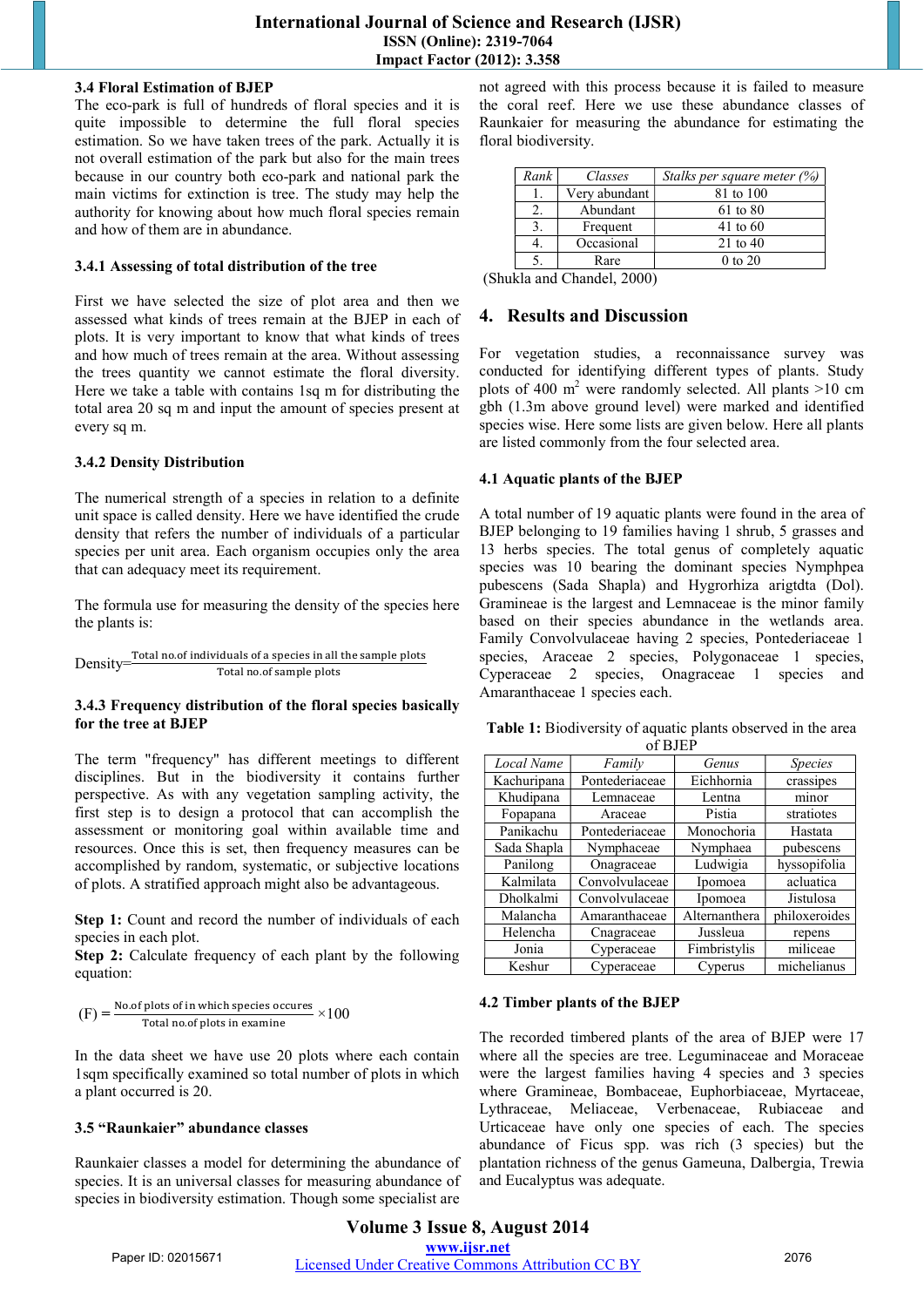### 3.4 Floral Estimation of BJEP

The eco-park is full of hundreds of floral species and it is quite impossible to determine the full floral species estimation. So we have taken trees of the park. Actually it is not overall estimation of the park but also for the main trees because in our country both eco-park and national park the main victims for extinction is tree. The study may help the authority for knowing about how much floral species remain and how of them are in abundance.

#### 3.4.1 Assessing of total distribution of the tree

First we have selected the size of plot area and then we assessed what kinds of trees remain at the BJEP in each of plots. It is very important to know that what kinds of trees and how much of trees remain at the area. Without assessing the trees quantity we cannot estimate the floral diversity. Here we take a table with contains 1sq m for distributing the total area 20 sq m and input the amount of species present at every sq m.

#### 3.4.2 Density Distribution

The numerical strength of a species in relation to a definite unit space is called density. Here we have identified the crude density that refers the number of individuals of a particular species per unit area. Each organism occupies only the area that can adequacy meet its requirement.

The formula use for measuring the density of the species here the plants is:

$$\text{Density} = \frac{\text{Total no.of individuals of a species in all the sample plots}}{\text{Total no.of sample plots}}$$

#### 3.4.3 Frequency distribution of the floral species basically for the tree at BJEP

The term "frequency" has different meetings to different disciplines. But in the biodiversity it contains further perspective. As with any vegetation sampling activity, the first step is to design a protocol that can accomplish the assessment or monitoring goal within available time and resources. Once this is set, then frequency measures can be accomplished by random, systematic, or subjective locations of plots. A stratified approach might also be advantageous.

**Step 1:** Count and record the number of individuals of each species in each plot.
**Step 2:** Calculate frequency of each plant by the following equation:

$$(\text{F}) = \frac{\text{No.of plots of in which species occures}}{\text{Total no.of plots in examine}} \times 100$$

In the data sheet we have use 20 plots where each contain 1sqm specifically examined so total number of plots in which a plant occurred is 20.

### 3.5 "Raunkaier" abundance classes

Raunkaier classes a model for determining the abundance of species. It is an universal classes for measuring abundance of species in biodiversity estimation. Though some specialist are not agreed with this process because it is failed to measure the coral reef. Here we use these abundance classes of Raunkaier for measuring the abundance for estimating the floral biodiversity.

| *Rank* | *Classes* | *Stalks per square meter (%)* |
|---|---|---|
| 1. | Very abundant | 81 to 100 |
| 2. | Abundant | 61 to 80 |
| 3. | Frequent | 41 to 60 |
| 4. | Occasional | 21 to 40 |
| 5. | Rare | 0 to 20 |

(Shukla and Chandel, 2000)

## 4. Results and Discussion

For vegetation studies, a reconnaissance survey was conducted for identifying different types of plants. Study plots of 400 $m^2$ were randomly selected. All plants >10 cm gbh (1.3m above ground level) were marked and identified species wise. Here some lists are given below. Here all plants are listed commonly from the four selected area.

### 4.1 Aquatic plants of the BJEP

A total number of 19 aquatic plants were found in the area of BJEP belonging to 19 families having 1 shrub, 5 grasses and 13 herbs species. The total genus of completely aquatic species was 10 bearing the dominant species Nymphpea pubescens (Sada Shapla) and Hygrorhiza arigtdta (Dol). Gramineae is the largest and Lemnaceae is the minor family based on their species abundance in the wetlands area. Family Convolvulaceae having 2 species, Pontederiaceae 1 species, Araceae 2 species, Polygonaceae 1 species, Cyperaceae 2 species, Onagraceae 1 species and Amaranthaceae 1 species each.

**Table 1:** Biodiversity of aquatic plants observed in the area of BJEP

| *Local Name* | *Family* | *Genus* | *Species* |
|---|---|---|---|
| Kachuripana | Pontederiaceae | Eichhornia | crassipes |
| Khudipana | Lemnaceae | Lentna | minor |
| Fopapana | Araceae | Pistia | stratiotes |
| Panikachu | Pontederiaceae | Monochoria | Hastata |
| Sada Shapla | Nymphaceae | Nymphaea | pubescens |
| Panilong | Onagraceae | Ludwigia | hyssopifolia |
| Kalmilata | Convolvulaceae | Ipomoea | acluatica |
| Dholkalmi | Convolvulaceae | Ipomoea | Jistulosa |
| Malancha | Amaranthaceae | Alternanthera | philoxeroides |
| Helencha | Cnagraceae | Jussleua | repens |
| Jonia | Cyperaceae | Fimbristylis | miliceae |
| Keshur | Cyperaceae | Cyperus | michelianus |

### 4.2 Timber plants of the BJEP

The recorded timbered plants of the area of BJEP were 17 where all the species are tree. Leguminaceae and Moraceae were the largest families having 4 species and 3 species where Gramineae, Bombaceae, Euphorbiaceae, Myrtaceae, Lythraceae, Meliaceae, Verbenaceae, Rubiaceae and Urticaceae having only one species of each. The species abundance of Ficus spp. was rich (3 species) but the plantation richness of the genus Gameuna, Dalbergia, Trewia and Eucalyptus was adequate.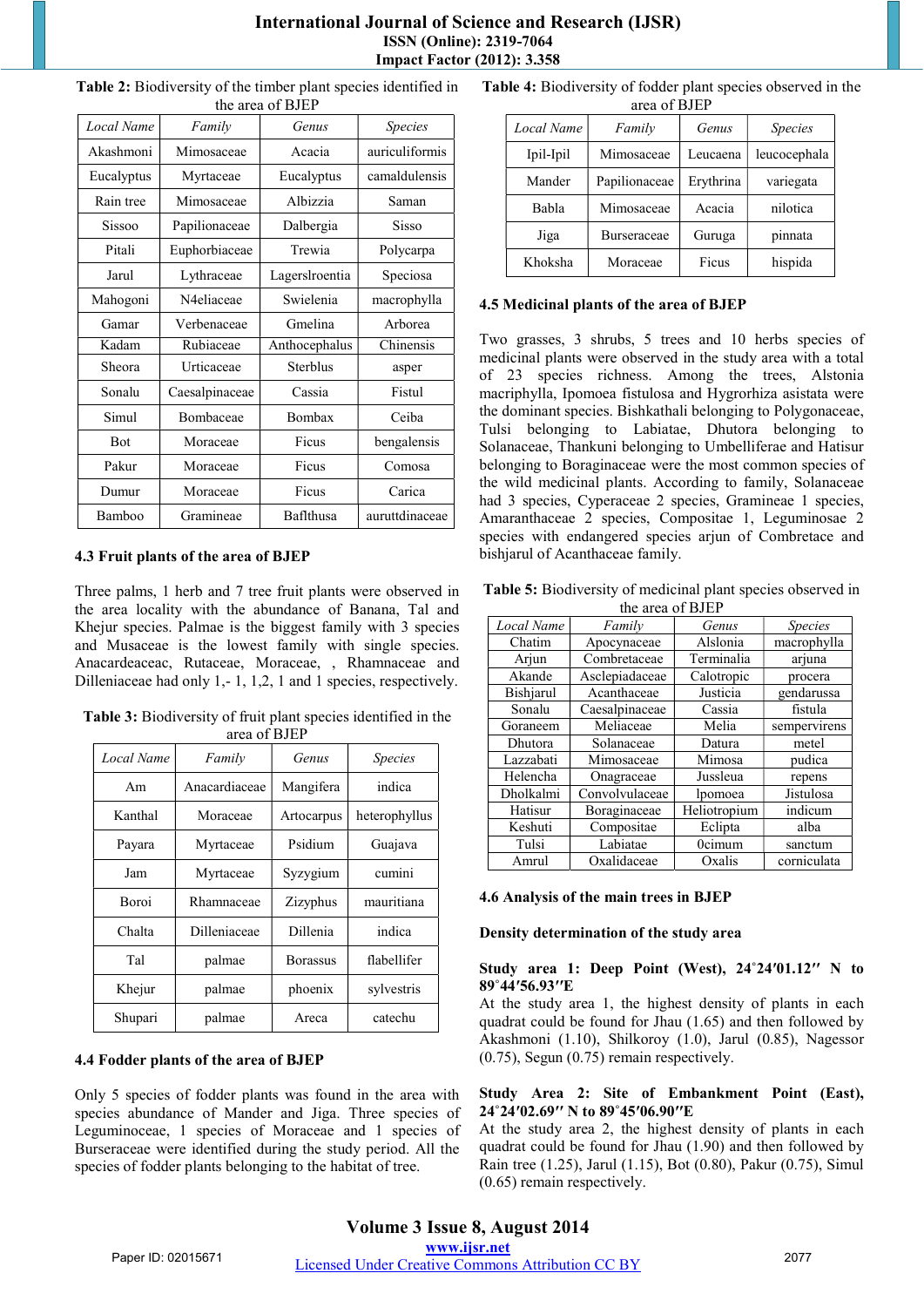**Table 2:** Biodiversity of the timber plant species identified in the area of BJEP

| *Local Name* | *Family* | *Genus* | *Species* |
|---|---|---|---|
| Akashmoni | Mimosaceae | Acacia | auriculiformis |
| Eucalyptus | Myrtaceae | Eucalyptus | camaldulensis |
| Rain tree | Mimosaceae | Albizzia | Saman |
| Sissoo | Papilionaceae | Dalbergia | Sisso |
| Pitali | Euphorbiaceae | Trewia | Polycarpa |
| Jarul | Lythraceae | Lagerslroentia | Speciosa |
| Mahogoni | N4eliaceae | Swielenia | macrophylla |
| Gamar | Verbenaceae | Gmelina | Arborea |
| Kadam | Rubiaceae | Anthocephalus | Chinensis |
| Sheora | Urticaceae | Sterblus | asper |
| Sonalu | Caesalpinaceae | Cassia | Fistul |
| Simul | Bombaceae | Bombax | Ceiba |
| Bot | Moraceae | Ficus | bengalensis |
| Pakur | Moraceae | Ficus | Comosa |
| Dumur | Moraceae | Ficus | Carica |
| Bamboo | Gramineae | Bafllhusa | auruttdinaceae |

### 4.3 Fruit plants of the area of BJEP

Three palms, 1 herb and 7 tree fruit plants were observed in the area locality with the abundance of Banana, Tal and Khejur species. Palmae is the biggest family with 3 species and Musaceae is the lowest family with single species. Anacardeaceac, Rutaceae, Moraceae, , Rhamnaceae and Dilleniaceae had only 1,- 1, 1,2, 1 and 1 species, respectively.

**Table 3:** Biodiversity of fruit plant species identified in the area of BJEP

| *Local Name* | *Family* | *Genus* | *Species* |
|---|---|---|---|
| Am | Anacardiaceae | Mangifera | indica |
| Kanthal | Moraceae | Artocarpus | heterophyllus |
| Payara | Myrtaceae | Psidium | Guajava |
| Jam | Myrtaceae | Syzygium | cumini |
| Boroi | Rhamnaceae | Zizyphus | mauritiana |
| Chalta | Dilleniaceae | Dillenia | indica |
| Tal | palmae | Borassus | flabellifer |
| Khejur | palmae | phoenix | sylvestris |
| Shupari | palmae | Areca | catechu |

### 4.4 Fodder plants of the area of BJEP

Only 5 species of fodder plants was found in the area with species abundance of Mander and Jiga. Three species of Leguminoceae, 1 species of Moraceae and 1 species of Burseraceae were identified during the study period. All the species of fodder plants belonging to the habitat of tree.

**Table 4:** Biodiversity of fodder plant species observed in the area of BJEP

| *Local Name* | *Family* | *Genus* | *Species* |
|---|---|---|---|
| Ipil-Ipil | Mimosaceae | Leucaena | leucocephala |
| Mander | Papilionaceae | Erythrina | variegata |
| Babla | Mimosaceae | Acacia | nilotica |
| Jiga | Burseraceae | Guruga | pinnata |
| Khoksha | Moraceae | Ficus | hispida |

### 4.5 Medicinal plants of the area of BJEP

Two grasses, 3 shrubs, 5 trees and 10 herbs species of medicinal plants were observed in the study area with a total of 23 species richness. Among the trees, Alstonia macriphylla, Ipomoea fistulosa and Hygrorhiza asistata were the dominant species. Bishkathali belonging to Polygonaceae, Tulsi belonging to Labiatae, Dhutora belonging to Solanaceae, Thankuni belonging to Umbelliferae and Hatisur belonging to Boraginaceae were the most common species of the wild medicinal plants. According to family, Solanaceae had 3 species, Cyperaceae 2 species, Gramineae 1 species, Amaranthaceae 2 species, Compositae 1, Leguminosae 2 species with endangered species arjun of Combretace and bishjarul of Acanthaceae family.

**Table 5:** Biodiversity of medicinal plant species observed in the area of BJEP

| *Local Name* | *Family* | *Genus* | *Species* |
|---|---|---|---|
| Chatim | Apocynaceae | Alslonia | macrophylla |
| Arjun | Combretaceae | Terminalia | arjuna |
| Akande | Asclepiadaceae | Calotropic | procera |
| Bishjarul | Acanthaceae | Justicia | gendarussa |
| Sonalu | Caesalpinaceae | Cassia | fistula |
| Goraneem | Meliaceae | Melia | sempervirens |
| Dhutora | Solanaceae | Datura | metel |
| Lazzabati | Mimosaceae | Mimosa | pudica |
| Helencha | Onagraceae | Jussleua | repens |
| Dholkalmi | Convolvulaceae | lpomoea | Jistulosa |
| Hatisur | Boraginaceae | Heliotropium | indicum |
| Keshuti | Compositae | Eclipta | alba |
| Tulsi | Labiatae | 0cimum | sanctum |
| Amrul | Oxalidaceae | Oxalis | corniculata |

### 4.6 Analysis of the main trees in BJEP

**Density determination of the study area**

**Study area 1: Deep Point (West), 24˚24′01.12′′ N to 89˚44′56.93′′E**

At the study area 1, the highest density of plants in each quadrat could be found for Jhau (1.65) and then followed by Akashmoni (1.10), Shilkoroy (1.0), Jarul (0.85), Nagessor (0.75), Segun (0.75) remain respectively.

**Study Area 2: Site of Embankment Point (East), 24˚24′02.69′′ N to 89˚45′06.90′′E**

At the study area 2, the highest density of plants in each quadrat could be found for Jhau (1.90) and then followed by Rain tree (1.25), Jarul (1.15), Bot (0.80), Pakur (0.75), Simul (0.65) remain respectively.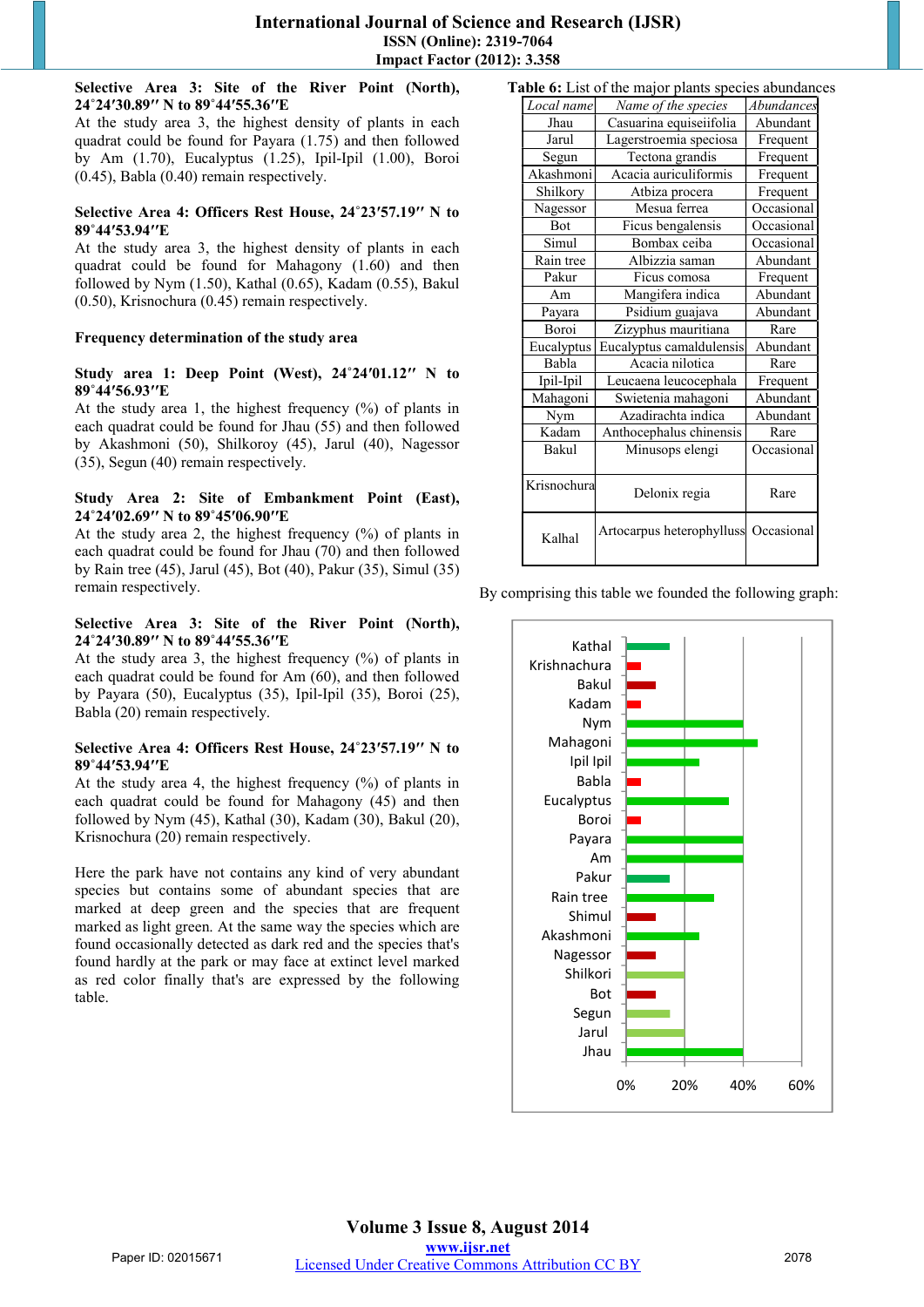**Selective Area 3: Site of the River Point (North), 24˚24′30.89″ N to 89˚44′55.36″E**

At the study area 3, the highest density of plants in each quadrat could be found for Payara (1.75) and then followed by Am (1.70), Eucalyptus (1.25), Ipil-Ipil (1.00), Boroi (0.45), Babla (0.40) remain respectively.

**Selective Area 4: Officers Rest House, 24˚23′57.19″ N to 89˚44′53.94″E**

At the study area 3, the highest density of plants in each quadrat could be found for Mahagony (1.60) and then followed by Nym (1.50), Kathal (0.65), Kadam (0.55), Bakul (0.50), Krisnochura (0.45) remain respectively.

**Frequency determination of the study area**

**Study area 1: Deep Point (West), 24˚24′01.12″ N to 89˚44′56.93″E**

At the study area 1, the highest frequency (%) of plants in each quadrat could be found for Jhau (55) and then followed by Akashmoni (50), Shilkoroy (45), Jarul (40), Nagessor (35), Segun (40) remain respectively.

**Study Area 2: Site of Embankment Point (East), 24˚24′02.69″ N to 89˚45′06.90″E**

At the study area 2, the highest frequency (%) of plants in each quadrat could be found for Jhau (70) and then followed by Rain tree (45), Jarul (45), Bot (40), Pakur (35), Simul (35) remain respectively.

**Selective Area 3: Site of the River Point (North), 24˚24′30.89″ N to 89˚44′55.36″E**

At the study area 3, the highest frequency (%) of plants in each quadrat could be found for Am (60), and then followed by Payara (50), Eucalyptus (35), Ipil-Ipil (35), Boroi (25), Babla (20) remain respectively.

**Selective Area 4: Officers Rest House, 24˚23′57.19″ N to 89˚44′53.94″E**

At the study area 4, the highest frequency (%) of plants in each quadrat could be found for Mahagony (45) and then followed by Nym (45), Kathal (30), Kadam (30), Bakul (20), Krisnochura (20) remain respectively.

Here the park have not contains any kind of very abundant species but contains some of abundant species that are marked at deep green and the species that are frequent marked as light green. At the same way the species which are found occasionally detected as dark red and the species that's found hardly at the park or may face at extinct level marked as red color finally that's are expressed by the following table.

**Table 6:** List of the major plants species abundances

| *Local name* | *Name of the species* | *Abundances* |
|---|---|---|
| Jhau | Casuarina equiseiifolia | Abundant |
| Jarul | Lagerstroemia speciosa | Frequent |
| Segun | Tectona grandis | Frequent |
| Akashmoni | Acacia auriculiformis | Frequent |
| Shilkory | Atbiza procera | Frequent |
| Nagessor | Mesua ferrea | Occasional |
| Bot | Ficus bengalensis | Occasional |
| Simul | Bombax ceiba | Occasional |
| Rain tree | Albizzia saman | Abundant |
| Pakur | Ficus comosa | Frequent |
| Am | Mangifera indica | Abundant |
| Payara | Psidium guajava | Abundant |
| Boroi | Zizyphus mauritiana | Rare |
| Eucalyptus | Eucalyptus camaldulensis | Abundant |
| Babla | Acacia nilotica | Rare |
| Ipil-Ipil | Leucaena leucocephala | Frequent |
| Mahagoni | Swietenia mahagoni | Abundant |
| Nym | Azadirachta indica | Abundant |
| Kadam | Anthocephalus chinensis | Rare |
| Bakul | Minusops elengi | Occasional |
| Krisnochura | Delonix regia | Rare |
| Kalhal | Artocarpus heterophylluss | Occasional |

By comprising this table we founded the following graph: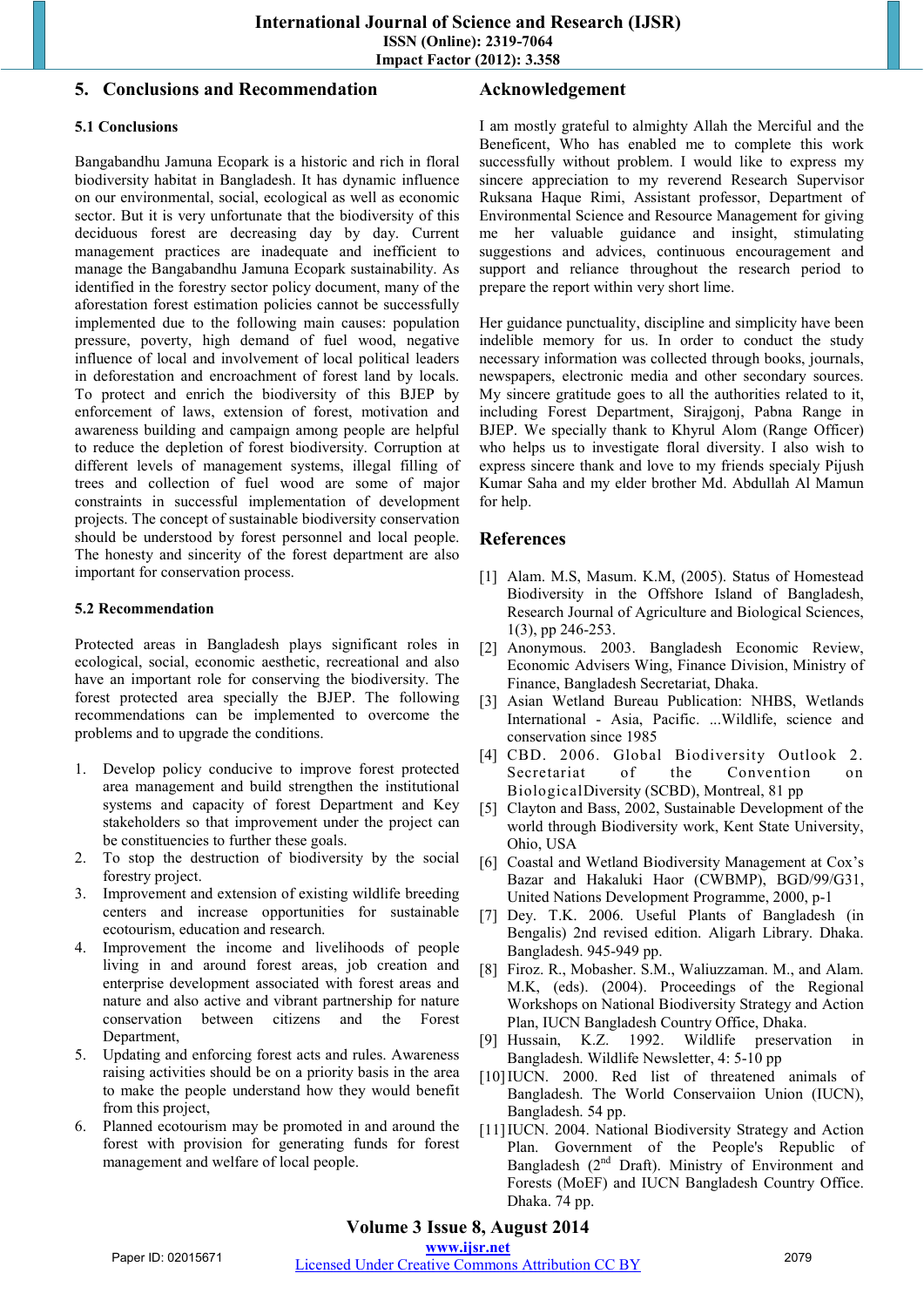## 5. Conclusions and Recommendation

### 5.1 Conclusions

Bangabandhu Jamuna Ecopark is a historic and rich in floral biodiversity habitat in Bangladesh. It has dynamic influence on our environmental, social, ecological as well as economic sector. But it is very unfortunate that the biodiversity of this deciduous forest are decreasing day by day. Current management practices are inadequate and inefficient to manage the Bangabandhu Jamuna Ecopark sustainability. As identified in the forestry sector policy document, many of the aforestation forest estimation policies cannot be successfully implemented due to the following main causes: population pressure, poverty, high demand of fuel wood, negative influence of local and involvement of local political leaders in deforestation and encroachment of forest land by locals. To protect and enrich the biodiversity of this BJEP by enforcement of laws, extension of forest, motivation and awareness building and campaign among people are helpful to reduce the depletion of forest biodiversity. Corruption at different levels of management systems, illegal filling of trees and collection of fuel wood are some of major constraints in successful implementation of development projects. The concept of sustainable biodiversity conservation should be understood by forest personnel and local people. The honesty and sincerity of the forest department are also important for conservation process.

### 5.2 Recommendation

Protected areas in Bangladesh plays significant roles in ecological, social, economic aesthetic, recreational and also have an important role for conserving the biodiversity. The forest protected area specially the BJEP. The following recommendations can be implemented to overcome the problems and to upgrade the conditions.

1. Develop policy conducive to improve forest protected area management and build strengthen the institutional systems and capacity of forest Department and Key stakeholders so that improvement under the project can be constituencies to further these goals.
2. To stop the destruction of biodiversity by the social forestry project.
3. Improvement and extension of existing wildlife breeding centers and increase opportunities for sustainable ecotourism, education and research.
4. Improvement the income and livelihoods of people living in and around forest areas, job creation and enterprise development associated with forest areas and nature and also active and vibrant partnership for nature conservation between citizens and the Forest Department,
5. Updating and enforcing forest acts and rules. Awareness raising activities should be on a priority basis in the area to make the people understand how they would benefit from this project,
6. Planned ecotourism may be promoted in and around the forest with provision for generating funds for forest management and welfare of local people.

## Acknowledgement

I am mostly grateful to almighty Allah the Merciful and the Beneficent, Who has enabled me to complete this work successfully without problem. I would like to express my sincere appreciation to my reverend Research Supervisor Ruksana Haque Rimi, Assistant professor, Department of Environmental Science and Resource Management for giving me her valuable guidance and insight, stimulating suggestions and advices, continuous encouragement and support and reliance throughout the research period to prepare the report within very short lime.

Her guidance punctuality, discipline and simplicity have been indelible memory for us. In order to conduct the study necessary information was collected through books, journals, newspapers, electronic media and other secondary sources. My sincere gratitude goes to all the authorities related to it, including Forest Department, Sirajgonj, Pabna Range in BJEP. We specially thank to Khyrul Alom (Range Officer) who helps us to investigate floral diversity. I also wish to express sincere thank and love to my friends specialy Pijush Kumar Saha and my elder brother Md. Abdullah Al Mamun for help.

## References

[1] Alam. M.S, Masum. K.M, (2005). Status of Homestead Biodiversity in the Offshore Island of Bangladesh, Research Journal of Agriculture and Biological Sciences, 1(3), pp 246-253.

[2] Anonymous. 2003. Bangladesh Economic Review, Economic Advisers Wing, Finance Division, Ministry of Finance, Bangladesh Secretariat, Dhaka.

[3] Asian Wetland Bureau Publication: NHBS, Wetlands International - Asia, Pacific. ...Wildlife, science and conservation since 1985

[4] CBD. 2006. Global Biodiversity Outlook 2. Secretariat of the Convention on BiologicalDiversity (SCBD), Montreal, 81 pp

[5] Clayton and Bass, 2002, Sustainable Development of the world through Biodiversity work, Kent State University, Ohio, USA

[6] Coastal and Wetland Biodiversity Management at Cox's Bazar and Hakaluki Haor (CWBMP), BGD/99/G31, United Nations Development Programme, 2000, p-1

[7] Dey. T.K. 2006. Useful Plants of Bangladesh (in Bengalis) 2nd revised edition. Aligarh Library. Dhaka. Bangladesh. 945-949 pp.

[8] Firoz. R., Mobasher. S.M., Waliuzzaman. M., and Alam. M.K, (eds). (2004). Proceedings of the Regional Workshops on National Biodiversity Strategy and Action Plan, IUCN Bangladesh Country Office, Dhaka.

[9] Hussain, K.Z. 1992. Wildlife preservation in Bangladesh. Wildlife Newsletter, 4: 5-10 pp

[10] IUCN. 2000. Red list of threatened animals of Bangladesh. The World Conservaiion Union (IUCN), Bangladesh. 54 pp.

[11] IUCN. 2004. National Biodiversity Strategy and Action Plan. Government of the People's Republic of Bangladesh (2nd Draft). Ministry of Environment and Forests (MoEF) and IUCN Bangladesh Country Office. Dhaka. 74 pp.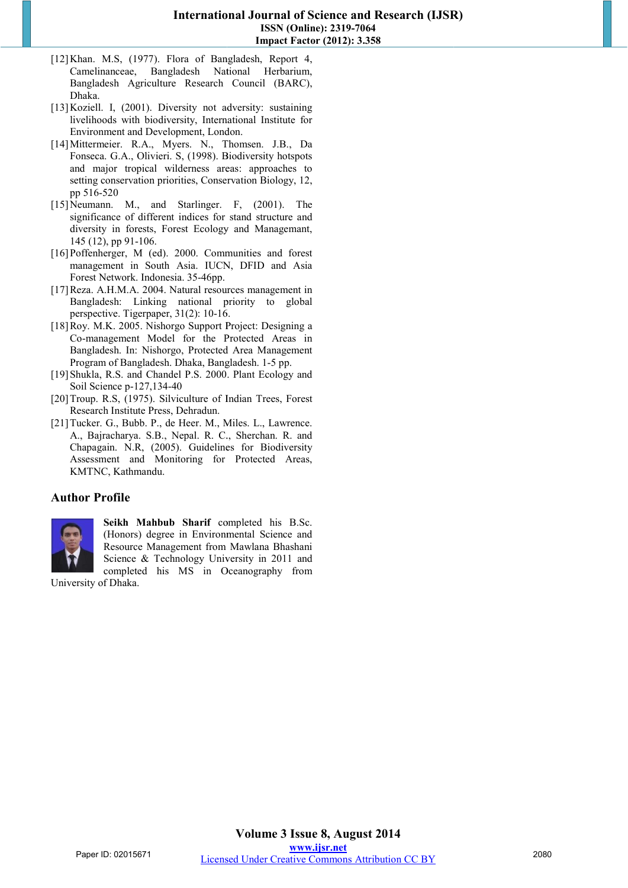[12] Khan. M.S, (1977). Flora of Bangladesh, Report 4, Camelinanceae, Bangladesh National Herbarium, Bangladesh Agriculture Research Council (BARC), Dhaka.

[13] Koziell. I, (2001). Diversity not adversity: sustaining livelihoods with biodiversity, International Institute for Environment and Development, London.

[14] Mittermeier. R.A., Myers. N., Thomsen. J.B., Da Fonseca. G.A., Olivieri. S, (1998). Biodiversity hotspots and major tropical wilderness areas: approaches to setting conservation priorities, Conservation Biology, 12, pp 516-520

[15] Neumann. M., and Starlinger. F, (2001). The significance of different indices for stand structure and diversity in forests, Forest Ecology and Managemant, 145 (12), pp 91-106.

[16] Poffenherger, M (ed). 2000. Communities and forest management in South Asia. IUCN, DFID and Asia Forest Network. Indonesia. 35-46pp.

[17] Reza. A.H.M.A. 2004. Natural resources management in Bangladesh: Linking national priority to global perspective. Tigerpaper, 31(2): 10-16.

[18] Roy. M.K. 2005. Nishorgo Support Project: Designing a Co-management Model for the Protected Areas in Bangladesh. In: Nishorgo, Protected Area Management Program of Bangladesh. Dhaka, Bangladesh. 1-5 pp.

[19] Shukla, R.S. and Chandel P.S. 2000. Plant Ecology and Soil Science p-127,134-40

[20] Troup. R.S, (1975). Silviculture of Indian Trees, Forest Research Institute Press, Dehradun.

[21] Tucker. G., Bubb. P., de Heer. M., Miles. L., Lawrence. A., Bajracharya. S.B., Nepal. R. C., Sherchan. R. and Chapagain. N.R, (2005). Guidelines for Biodiversity Assessment and Monitoring for Protected Areas, KMTNC, Kathmandu.

## Author Profile

**Seikh Mahbub Sharif** completed his B.Sc. (Honors) degree in Environmental Science and Resource Management from Mawlana Bhashani Science & Technology University in 2011 and completed his MS in Oceanography from University of Dhaka.